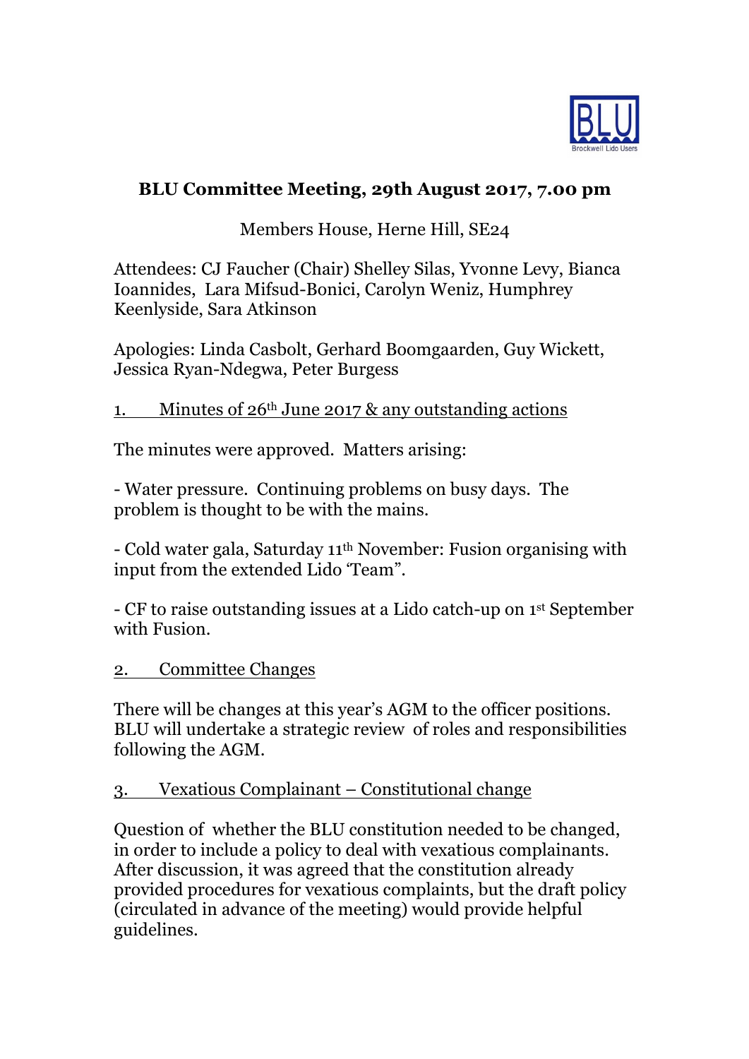# BLU Committee Meeting, 29th August 2017, 7.00 pm

Members House, Herne Hill, SE24

Attendees: CJ Faucher (Chair) Shelley Silas, Yvonne Levy, Bianca Ioannides, Lara Mifsud-Bonici, Carolyn Weniz, Humphrey Keenlyside, Sara Atkinson

Apologies: Linda Casbolt, Gerhard Boomgaarden, Guy Wickett, Jessica Ryan-Ndegwa, Peter Burgess

## 1. Minutes of 26th June 2017 & any outstanding actions

The minutes were approved. Matters arising:

- Water pressure. Continuing problems on busy days. The problem is thought to be with the mains.

- Cold water gala, Saturday 11th November: Fusion organising with input from the extended Lido 'Team".

- CF to raise outstanding issues at a Lido catch-up on 1st September with Fusion.

## 2. Committee Changes

There will be changes at this year's AGM to the officer positions. BLU will undertake a strategic review of roles and responsibilities following the AGM.

## 3. Vexatious Complainant – Constitutional change

Question of whether the BLU constitution needed to be changed, in order to include a policy to deal with vexatious complainants. After discussion, it was agreed that the constitution already provided procedures for vexatious complaints, but the draft policy (circulated in advance of the meeting) would provide helpful guidelines.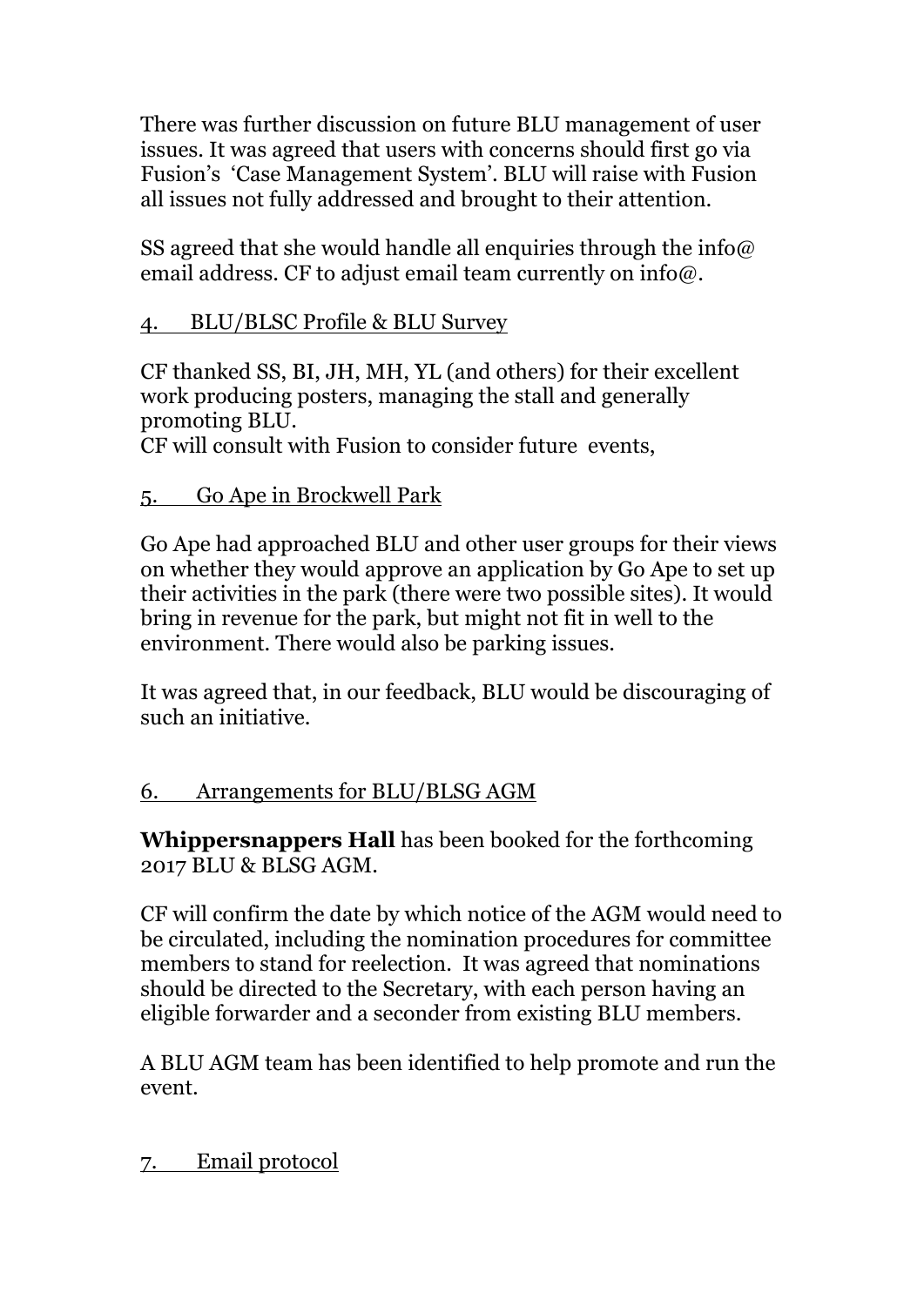There was further discussion on future BLU management of user issues. It was agreed that users with concerns should first go via Fusion's 'Case Management System'. BLU will raise with Fusion all issues not fully addressed and brought to their attention.

SS agreed that she would handle all enquiries through the info@ email address. CF to adjust email team currently on info@.

4. <u>BLU/BLSC Profile & BLU Survey</u>

CF thanked SS, BI, JH, MH, YL (and others) for their excellent work producing posters, managing the stall and generally promoting BLU.
CF will consult with Fusion to consider future events,

5. <u>Go Ape in Brockwell Park</u>

Go Ape had approached BLU and other user groups for their views on whether they would approve an application by Go Ape to set up their activities in the park (there were two possible sites). It would bring in revenue for the park, but might not fit in well to the environment. There would also be parking issues.

It was agreed that, in our feedback, BLU would be discouraging of such an initiative.

6. <u>Arrangements for BLU/BLSG AGM</u>

**Whippersnappers Hall** has been booked for the forthcoming 2017 BLU & BLSG AGM.

CF will confirm the date by which notice of the AGM would need to be circulated, including the nomination procedures for committee members to stand for reelection. It was agreed that nominations should be directed to the Secretary, with each person having an eligible forwarder and a seconder from existing BLU members.

A BLU AGM team has been identified to help promote and run the event.

7. <u>Email protocol</u>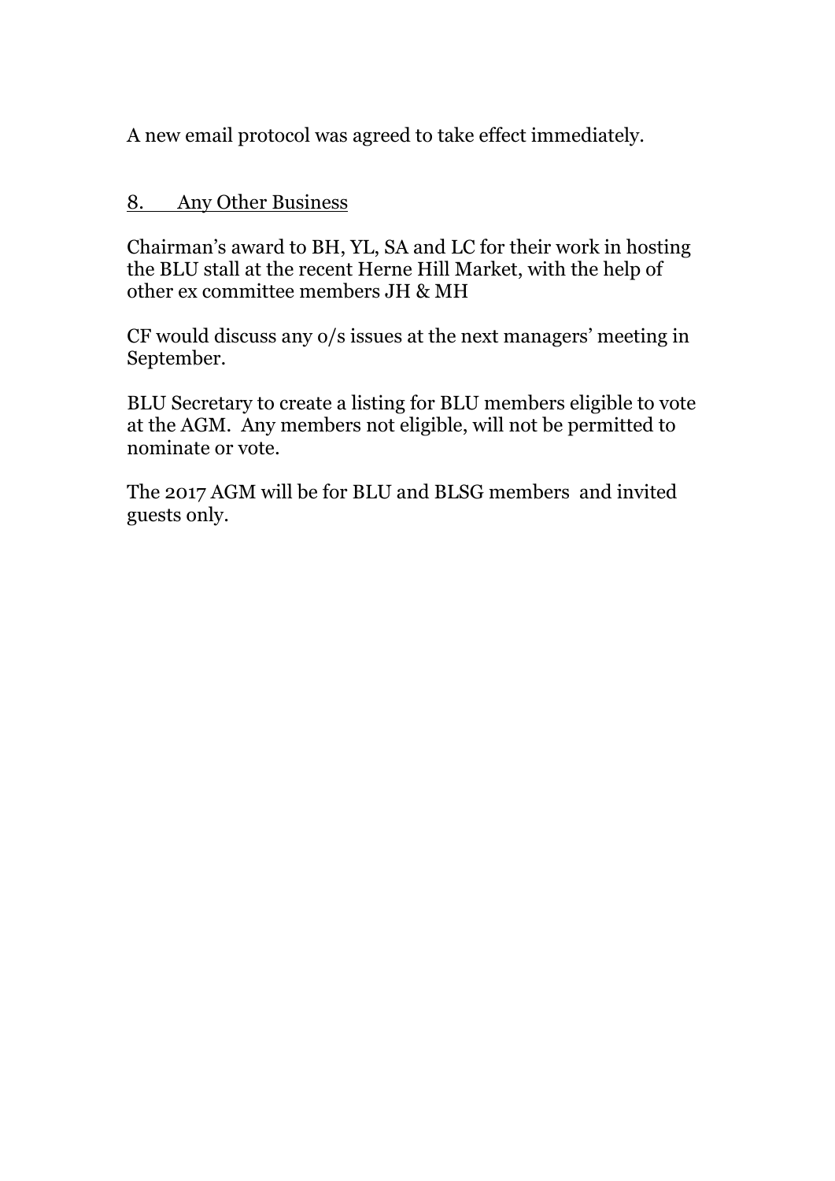A new email protocol was agreed to take effect immediately.

## 8. Any Other Business

Chairman's award to BH, YL, SA and LC for their work in hosting the BLU stall at the recent Herne Hill Market, with the help of other ex committee members JH & MH

CF would discuss any o/s issues at the next managers' meeting in September.

BLU Secretary to create a listing for BLU members eligible to vote at the AGM. Any members not eligible, will not be permitted to nominate or vote.

The 2017 AGM will be for BLU and BLSG members and invited guests only.